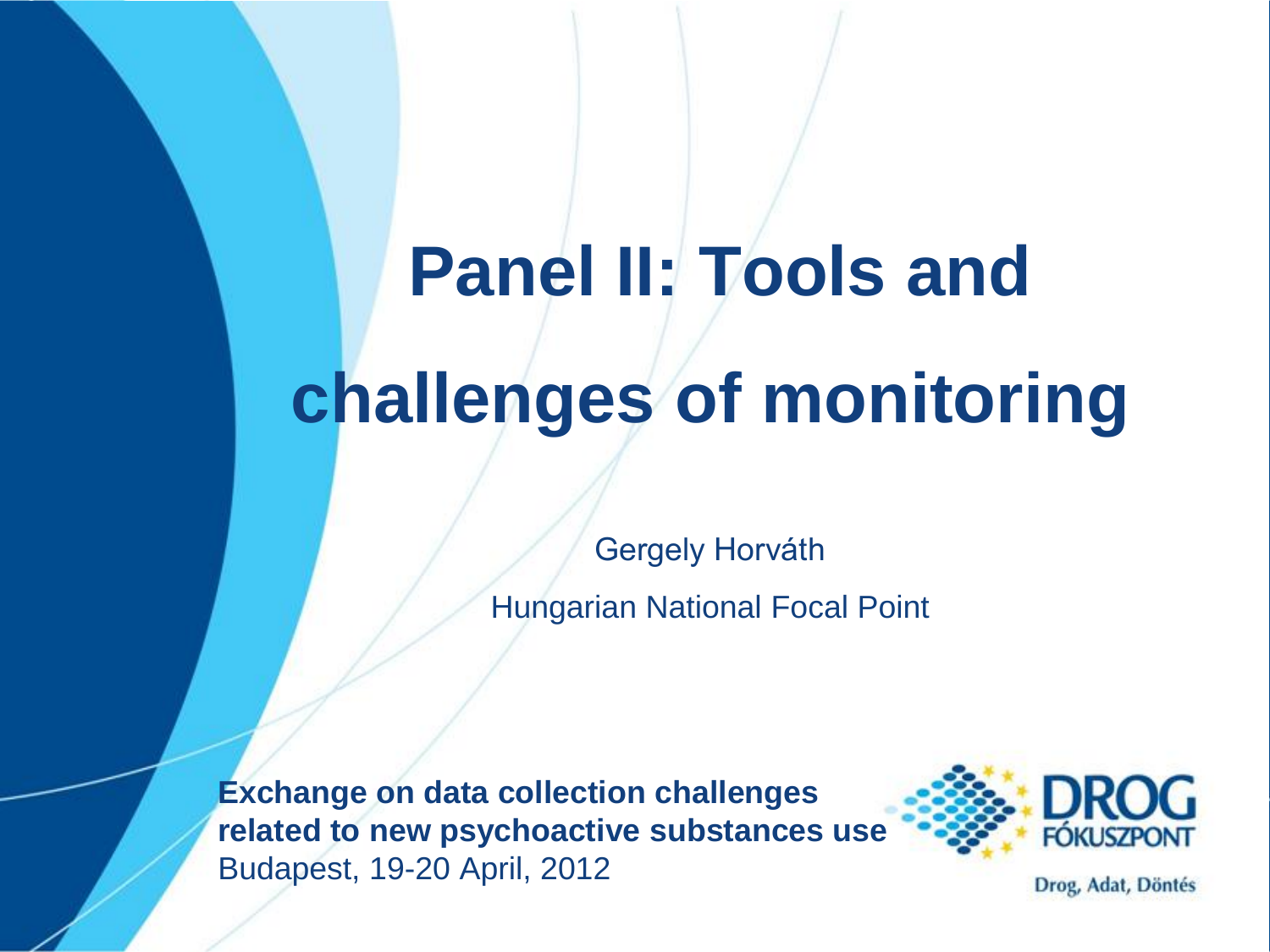# Panel II: Tools and challenges of monitoring

Gergely Horváth

Hungarian National Focal Point

**Exchange on data collection challenges related to new psychoactive substances use**
Budapest, 19-20 April, 2012

DROG FÓKUSZPONT

Drog, Adat, Döntés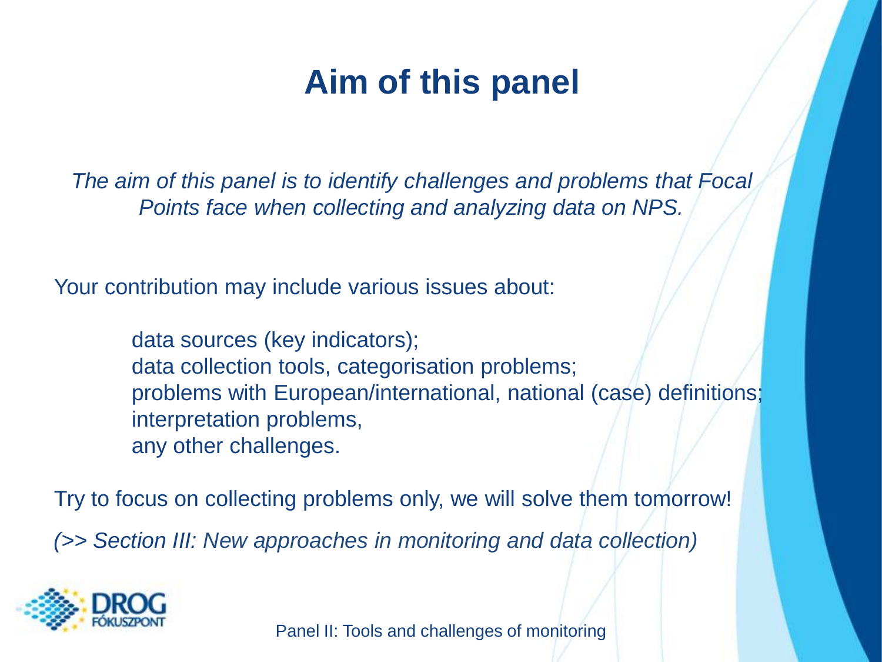# Aim of this panel

*The aim of this panel is to identify challenges and problems that Focal Points face when collecting and analyzing data on NPS.*

Your contribution may include various issues about:

- data sources (key indicators);
- data collection tools, categorisation problems;
- problems with European/international, national (case) definitions;
- interpretation problems,
- any other challenges.

Try to focus on collecting problems only, we will solve them tomorrow!

*(>> Section III: New approaches in monitoring and data collection)*

DROG FÓKUSZPONT

Panel II: Tools and challenges of monitoring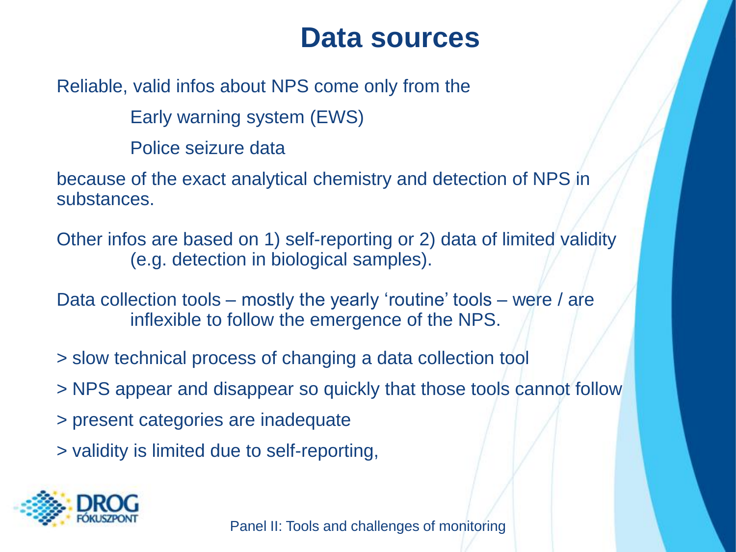# Data sources

Reliable, valid infos about NPS come only from the

Early warning system (EWS)

Police seizure data

because of the exact analytical chemistry and detection of NPS in substances.

Other infos are based on 1) self-reporting or 2) data of limited validity (e.g. detection in biological samples).

Data collection tools – mostly the yearly 'routine' tools – were / are inflexible to follow the emergence of the NPS.

> slow technical process of changing a data collection tool

> NPS appear and disappear so quickly that those tools cannot follow

> present categories are inadequate

> validity is limited due to self-reporting,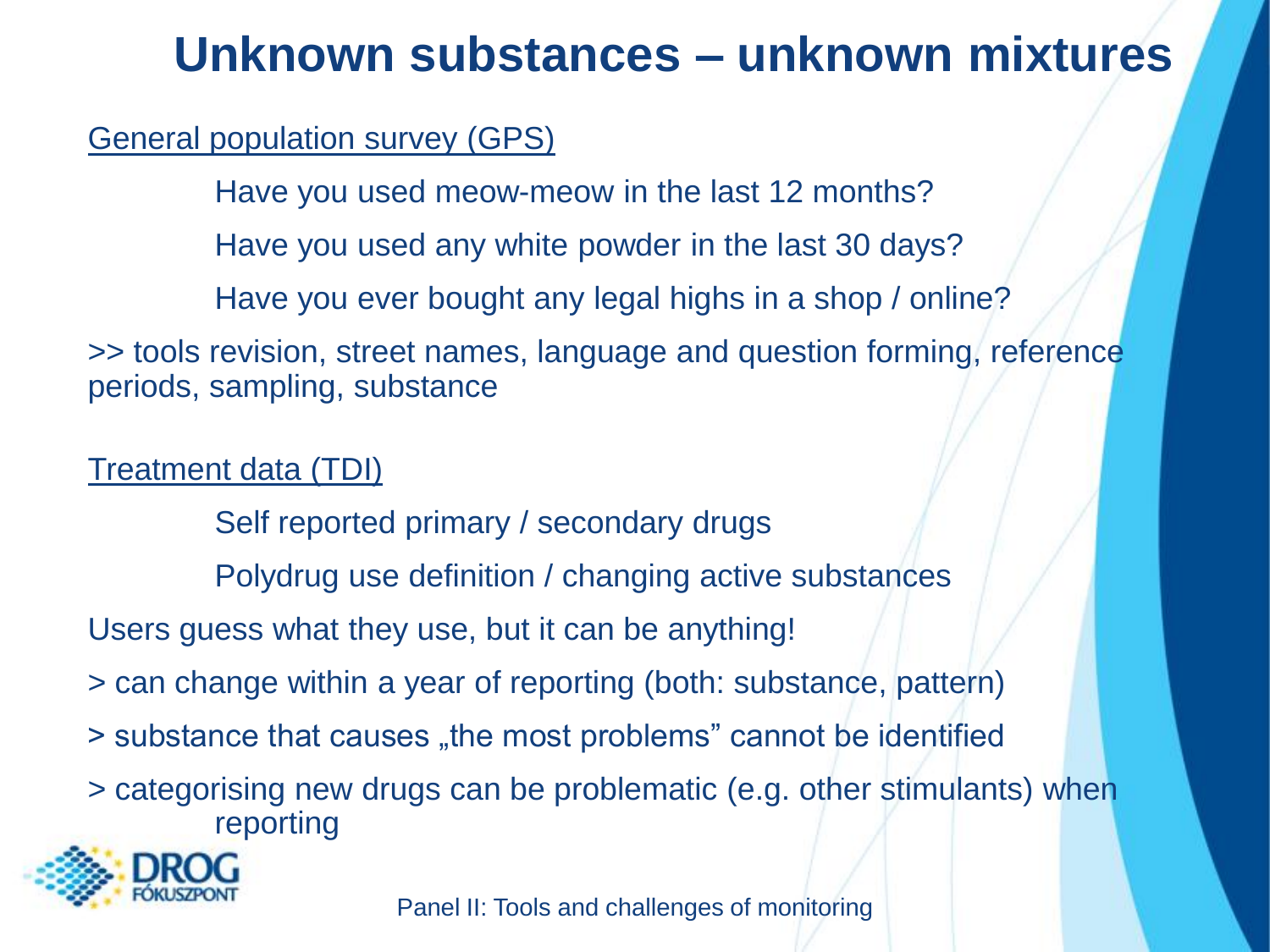# Unknown substances – unknown mixtures

General population survey (GPS)

Have you used meow-meow in the last 12 months?

Have you used any white powder in the last 30 days?

Have you ever bought any legal highs in a shop / online?

>> tools revision, street names, language and question forming, reference periods, sampling, substance

Treatment data (TDI)

Self reported primary / secondary drugs

Polydrug use definition / changing active substances

Users guess what they use, but it can be anything!

> can change within a year of reporting (both: substance, pattern)

> substance that causes „the most problems" cannot be identified

> categorising new drugs can be problematic (e.g. other stimulants) when reporting

Panel II: Tools and challenges of monitoring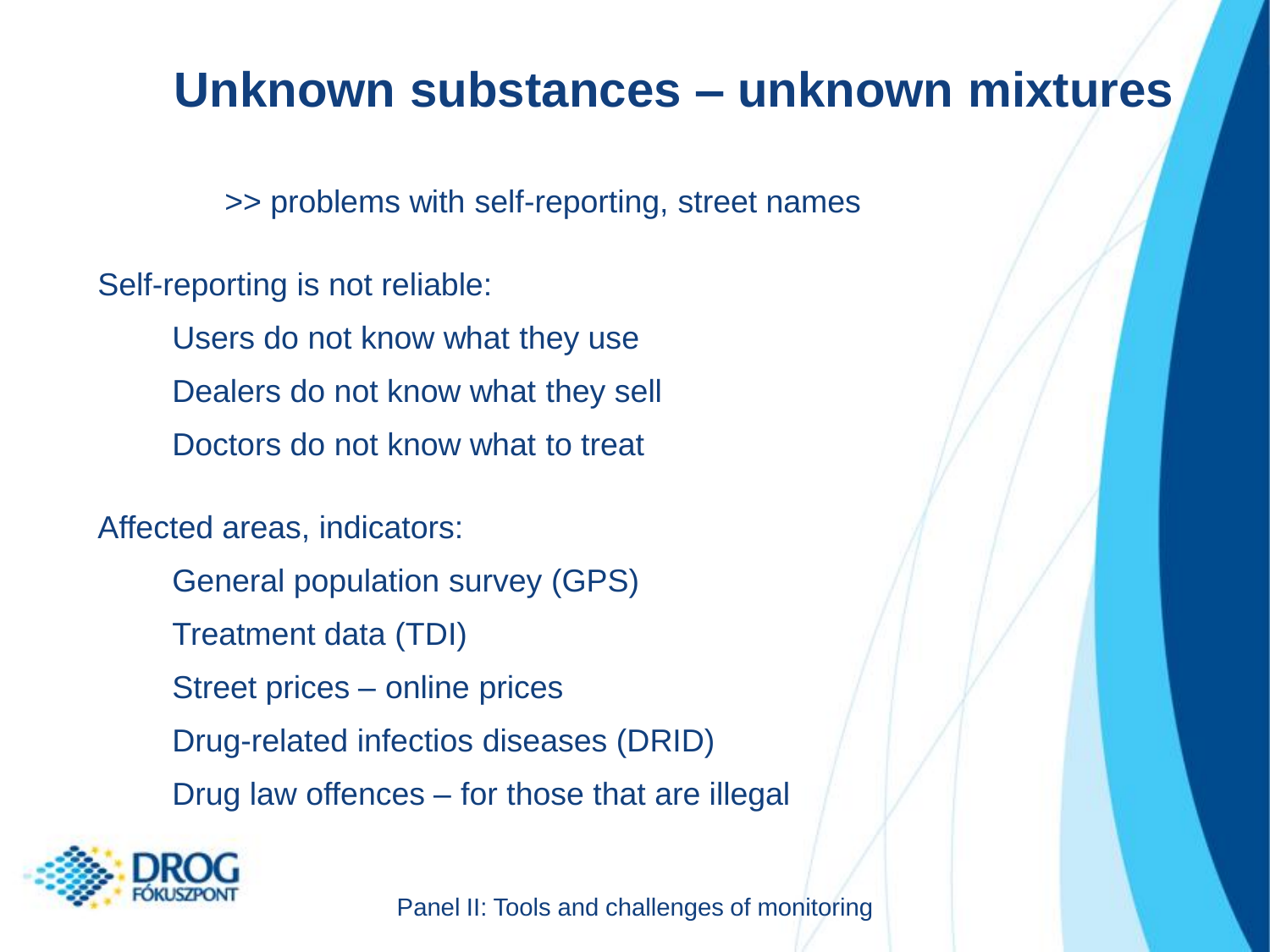# Unknown substances – unknown mixtures

>> problems with self-reporting, street names

Self-reporting is not reliable:

- Users do not know what they use
- Dealers do not know what they sell
- Doctors do not know what to treat

Affected areas, indicators:

- General population survey (GPS)
- Treatment data (TDI)
- Street prices – online prices
- Drug-related infectios diseases (DRID)
- Drug law offences – for those that are illegal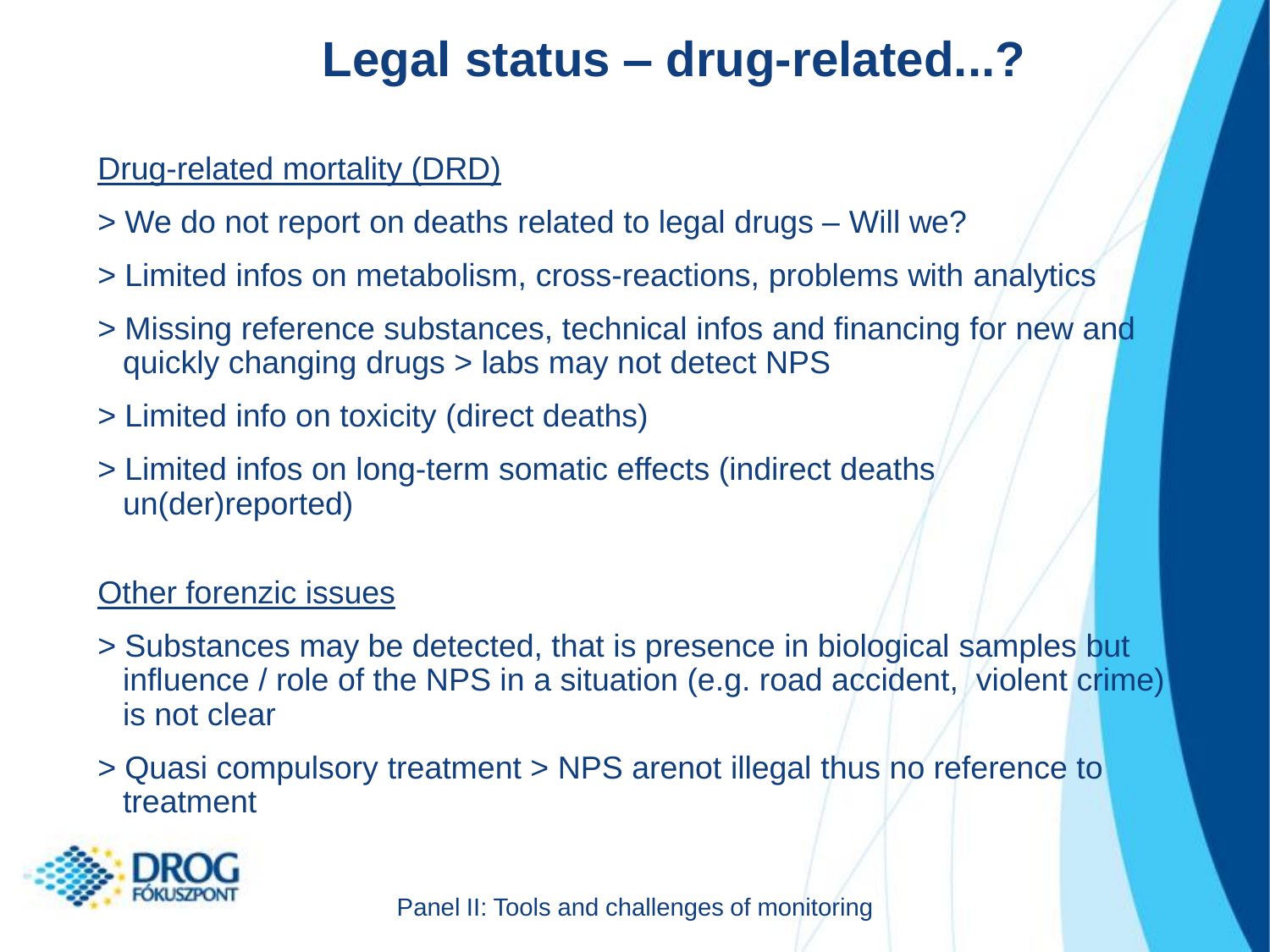# Legal status – drug-related...?

Drug-related mortality (DRD)

> We do not report on deaths related to legal drugs – Will we?

> Limited infos on metabolism, cross-reactions, problems with analytics

> Missing reference substances, technical infos and financing for new and quickly changing drugs > labs may not detect NPS

> Limited info on toxicity (direct deaths)

> Limited infos on long-term somatic effects (indirect deaths un(der)reported)

Other forenzic issues

> Substances may be detected, that is presence in biological samples but influence / role of the NPS in a situation (e.g. road accident,  violent crime) is not clear

> Quasi compulsory treatment > NPS arenot illegal thus no reference to treatment

DROG FÓKUSZPONT

Panel II: Tools and challenges of monitoring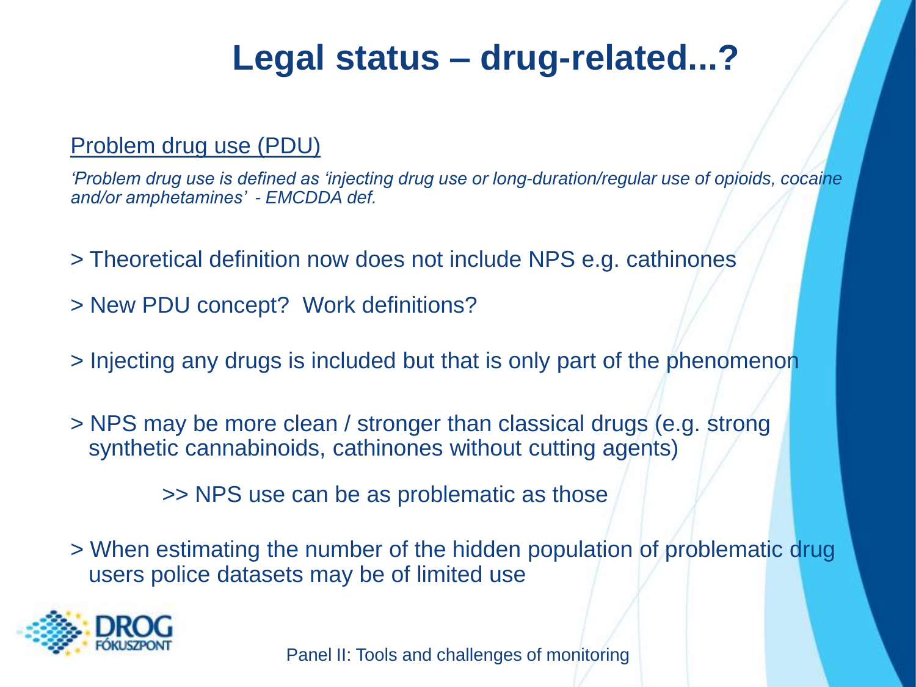# Legal status – drug-related...?

<u>Problem drug use (PDU)</u>

*'Problem drug use is defined as 'injecting drug use or long-duration/regular use of opioids, cocaine and/or amphetamines' - EMCDDA def.*

> Theoretical definition now does not include NPS e.g. cathinones

> New PDU concept? Work definitions?

> Injecting any drugs is included but that is only part of the phenomenon

> NPS may be more clean / stronger than classical drugs (e.g. strong synthetic cannabinoids, cathinones without cutting agents)

>> NPS use can be as problematic as those

> When estimating the number of the hidden population of problematic drug users police datasets may be of limited use

DROG FÓKUSZPONT

Panel II: Tools and challenges of monitoring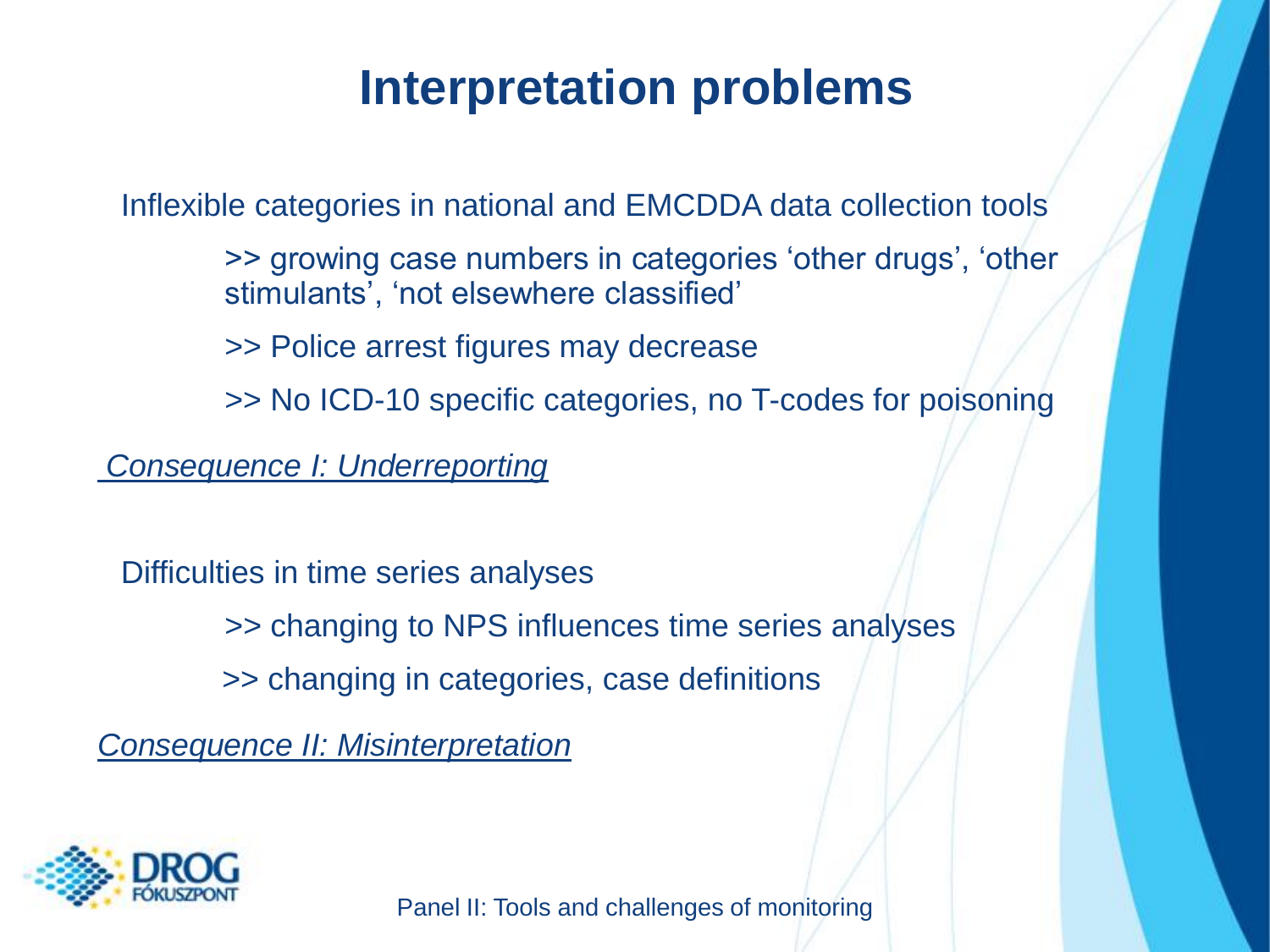# Interpretation problems

Inflexible categories in national and EMCDDA data collection tools

>> growing case numbers in categories ‘other drugs’, ‘other stimulants’, ‘not elsewhere classified’

>> Police arrest figures may decrease

>> No ICD-10 specific categories, no T-codes for poisoning

*Consequence I: Underreporting*

Difficulties in time series analyses

>> changing to NPS influences time series analyses

>> changing in categories, case definitions

*Consequence II: Misinterpretation*

DROG FÓKUSZPONT

Panel II: Tools and challenges of monitoring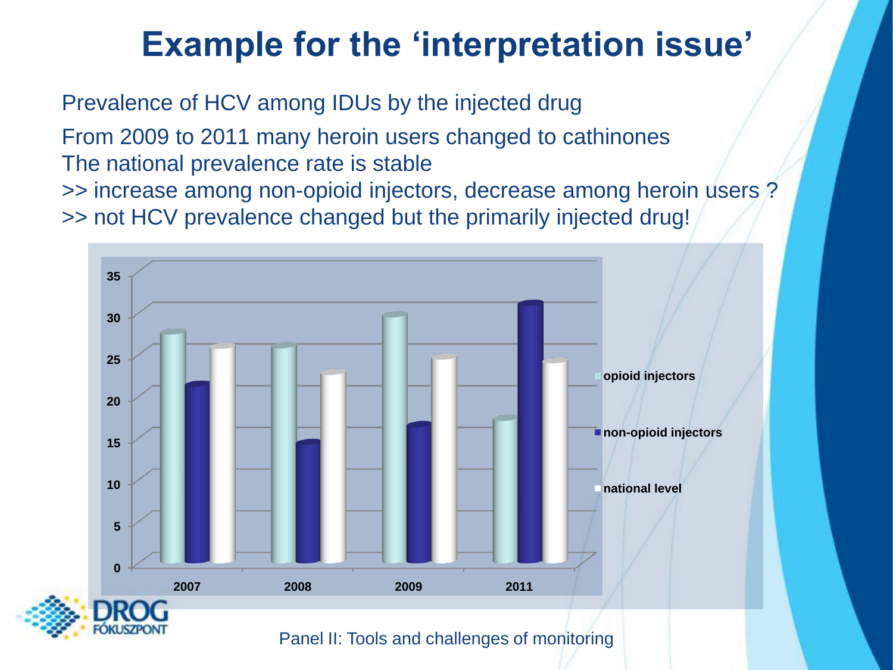# Example for the 'interpretation issue'

Prevalence of HCV among IDUs by the injected drug

From 2009 to 2011 many heroin users changed to cathinones

The national prevalence rate is stable

>> increase among non-opioid injectors, decrease among heroin users ?

>> not HCV prevalence changed but the primarily injected drug!

35
30
25
20
15
10
5
0

2007
2008
2009
2011

opioid injectors
non-opioid injectors
national level

Panel II: Tools and challenges of monitoring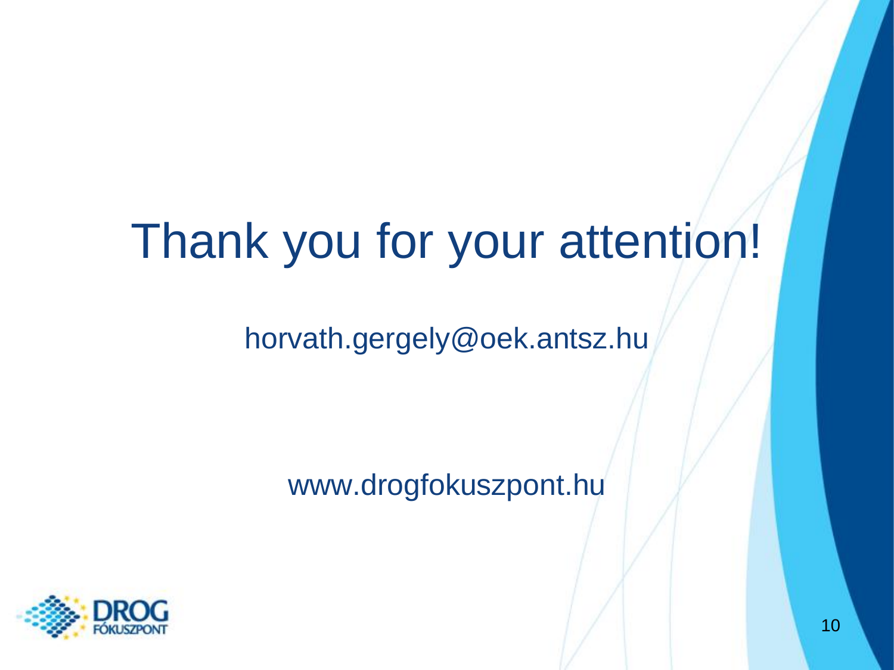# Thank you for your attention!

horvath.gergely@oek.antsz.hu

www.drogfokuszpont.hu

DROG FÓKUSZPONT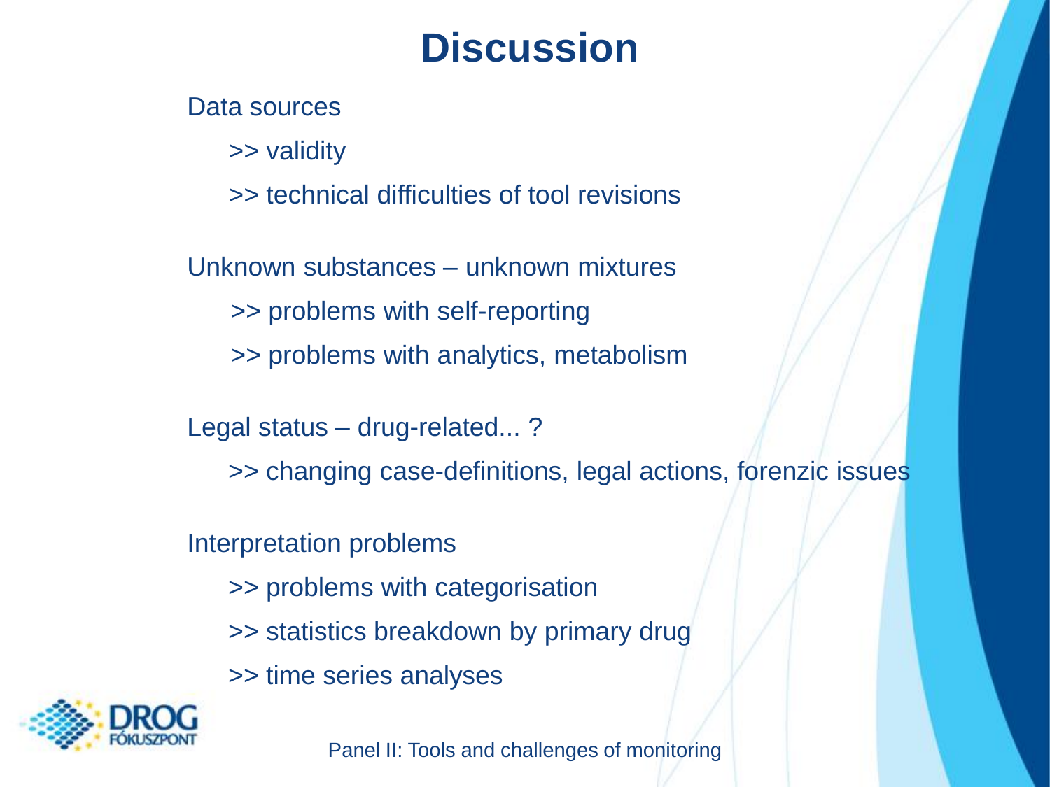# Discussion

Data sources

>> validity

>> technical difficulties of tool revisions

Unknown substances – unknown mixtures

>> problems with self-reporting

>> problems with analytics, metabolism

Legal status – drug-related... ?

>> changing case-definitions, legal actions, forenzic issues

Interpretation problems

>> problems with categorisation

>> statistics breakdown by primary drug

>> time series analyses

DROG FÓKUSZPONT

Panel II: Tools and challenges of monitoring